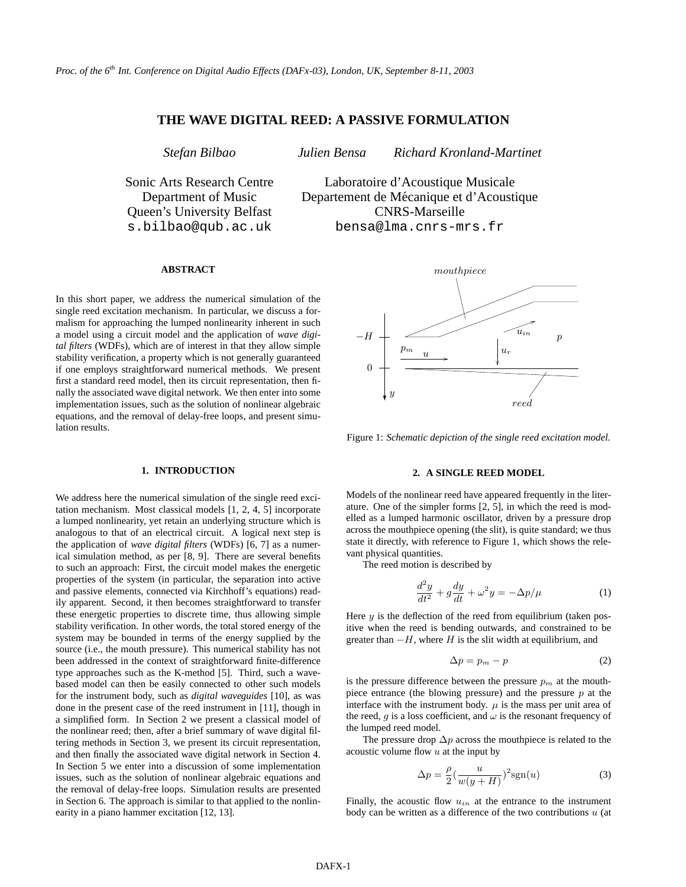# THE WAVE DIGITAL REED: A PASSIVE FORMULATION

*Stefan Bilbao* *Julien Bensa* *Richard Kronland-Martinet*

Sonic Arts Research Centre
Department of Music
Queen's University Belfast
s.bilbao@qub.ac.uk

Laboratoire d'Acoustique Musicale
Departement de Mécanique et d'Acoustique
CNRS-Marseille
bensa@lma.cnrs-mrs.fr

## ABSTRACT

In this short paper, we address the numerical simulation of the single reed excitation mechanism. In particular, we discuss a formalism for approaching the lumped nonlinearity inherent in such a model using a circuit model and the application of *wave digital filters* (WDFs), which are of interest in that they allow simple stability verification, a property which is not generally guaranteed if one employs straightforward numerical methods. We present first a standard reed model, then its circuit representation, then finally the associated wave digital network. We then enter into some implementation issues, such as the solution of nonlinear algebraic equations, and the removal of delay-free loops, and present simulation results.

mouthpiece

$-H$

0

$y$

$p_m$

$u$

$u_{in}$

$u_r$

$p$

reed

Figure 1: *Schematic depiction of the single reed excitation model.*

## 1. INTRODUCTION

We address here the numerical simulation of the single reed excitation mechanism. Most classical models [1, 2, 4, 5] incorporate a lumped nonlinearity, yet retain an underlying structure which is analogous to that of an electronic circuit. A logical next step is the application of *wave digital filters* (WDFs) [6, 7] as a numerical simulation method, as per [8, 9]. There are several benefits to such an approach: First, the circuit model makes the energetic properties of the system (in particular, the separation into active and passive elements, connected via Kirchhoff's equations) readily apparent. Second, it then becomes straightforward to transfer these energetic properties to discrete time, thus allowing simple stability verification. In other words, the total stored energy of the system may be bounded in terms of the energy supplied by the source (i.e., the mouth pressure). This numerical stability has not been addressed in the context of straightforward finite-difference type approaches such as the K-method [5]. Third, such a wave-based model can then be easily connected to other such models for the instrument body, such as *digital waveguides* [10], as was done in the present case of the reed instrument in [11], though in a simplified form. In Section 2 we present a classical model of the nonlinear reed; then, after a brief summary of wave digital filtering methods in Section 3, we present its circuit representation, and then finally the associated wave digital network in Section 4. In Section 5 we enter into a discussion of some implementation issues, such as the solution of nonlinear algebraic equations and the removal of delay-free loops. Simulation results are presented in Section 6. The approach is similar to that applied to the nonlinearity in a piano hammer excitation [12, 13].

## 2. A SINGLE REED MODEL

Models of the nonlinear reed have appeared frequently in the literature. One of the simpler forms [2, 5], in which the reed is modelled as a lumped harmonic oscillator, driven by a pressure drop across the mouthpiece opening (the slit), is quite standard; we thus state it directly, with reference to Figure 1, which shows the relevant physical quantities.

The reed motion is described by

$$\frac{d^2y}{dt^2} + g\frac{dy}{dt} + \omega^2 y = -\Delta p/\mu \tag{1}$$

Here $y$ is the deflection of the reed from equilibrium (taken positive when the reed is bending outwards, and constrained to be greater than $-H$, where $H$ is the slit width at equilibrium, and

$$\Delta p = p_m - p \tag{2}$$

is the pressure difference between the pressure $p_m$ at the mouthpiece entrance (the blowing pressure) and the pressure $p$ at the interface with the instrument body. $\mu$ is the mass per unit area of the reed, $g$ is a loss coefficient, and $\omega$ is the resonant frequency of the lumped reed model.

The pressure drop $\Delta p$ across the mouthpiece is related to the acoustic volume flow $u$ at the input by

$$\Delta p = \frac{\rho}{2}\left(\frac{u}{w(y+H)}\right)^2 \mathrm{sgn}(u) \tag{3}$$

Finally, the acoustic flow $u_{in}$ at the entrance to the instrument body can be written as a difference of the two contributions $u$ (at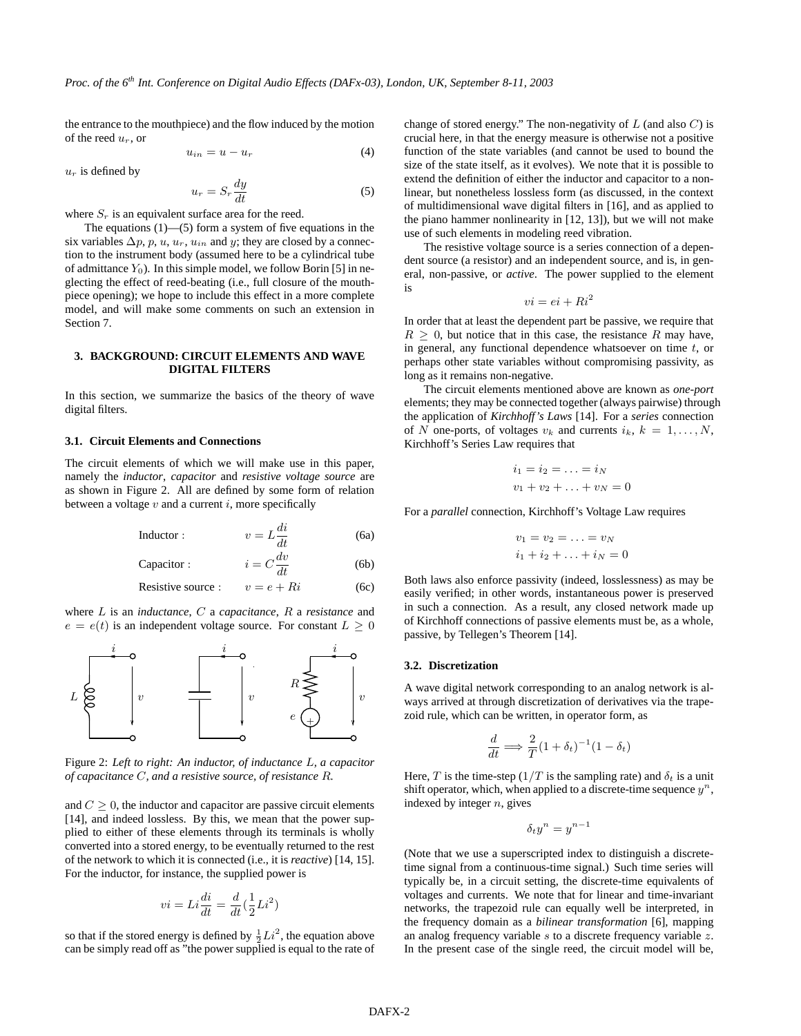the entrance to the mouthpiece) and the flow induced by the motion of the reed $u_r$, or

$$u_{in} = u - u_r \tag{4}$$

$u_r$ is defined by

$$u_r = S_r \frac{dy}{dt} \tag{5}$$

where $S_r$ is an equivalent surface area for the reed.

The equations (1)—(5) form a system of five equations in the six variables $\Delta p$, $p$, $u$, $u_r$, $u_{in}$ and $y$; they are closed by a connection to the instrument body (assumed here to be a cylindrical tube of admittance $Y_0$). In this simple model, we follow Borin [5] in neglecting the effect of reed-beating (i.e., full closure of the mouthpiece opening); we hope to include this effect in a more complete model, and will make some comments on such an extension in Section 7.

## 3. BACKGROUND: CIRCUIT ELEMENTS AND WAVE DIGITAL FILTERS

In this section, we summarize the basics of the theory of wave digital filters.

### 3.1. Circuit Elements and Connections

The circuit elements of which we will make use in this paper, namely the *inductor*, *capacitor* and *resistive voltage source* are as shown in Figure 2. All are defined by some form of relation between a voltage $v$ and a current $i$, more specifically

$$\text{Inductor}: \quad v = L\frac{di}{dt} \tag{6a}$$

$$\text{Capacitor}: \quad i = C\frac{dv}{dt} \tag{6b}$$

$$\text{Resistive source}: \quad v = e + Ri \tag{6c}$$

where $L$ is an *inductance*, $C$ a *capacitance*, $R$ a *resistance* and $e = e(t)$ is an independent voltage source. For constant $L \geq 0$

Figure 2: *Left to right: An inductor, of inductance $L$, a capacitor of capacitance $C$, and a resistive source, of resistance $R$.*

and $C \geq 0$, the inductor and capacitor are passive circuit elements [14], and indeed lossless. By this, we mean that the power supplied to either of these elements through its terminals is wholly converted into a stored energy, to be eventually returned to the rest of the network to which it is connected (i.e., it is *reactive*) [14, 15]. For the inductor, for instance, the supplied power is

$$vi = Li\frac{di}{dt} = \frac{d}{dt}(\frac{1}{2}Li^2)$$

so that if the stored energy is defined by $\frac{1}{2}Li^2$, the equation above can be simply read off as "the power supplied is equal to the rate of change of stored energy." The non-negativity of $L$ (and also $C$) is crucial here, in that the energy measure is otherwise not a positive function of the state variables (and cannot be used to bound the size of the state itself, as it evolves). We note that it is possible to extend the definition of either the inductor and capacitor to a nonlinear, but nonetheless lossless form (as discussed, in the context of multidimensional wave digital filters in [16], and as applied to the piano hammer nonlinearity in [12, 13]), but we will not make use of such elements in modeling reed vibration.

The resistive voltage source is a series connection of a dependent source (a resistor) and an independent source, and is, in general, non-passive, or *active*. The power supplied to the element is

$$vi = ei + Ri^2$$

In order that at least the dependent part be passive, we require that $R \geq 0$, but notice that in this case, the resistance $R$ may have, in general, any functional dependence whatsoever on time $t$, or perhaps other state variables without compromising passivity, as long as it remains non-negative.

The circuit elements mentioned above are known as *one-port* elements; they may be connected together (always pairwise) through the application of *Kirchhoff's Laws* [14]. For a *series* connection of $N$ one-ports, of voltages $v_k$ and currents $i_k$, $k = 1, \ldots, N$, Kirchhoff's Series Law requires that

$$i_1 = i_2 = \ldots = i_N$$
$$v_1 + v_2 + \ldots + v_N = 0$$

For a *parallel* connection, Kirchhoff's Voltage Law requires

$$v_1 = v_2 = \ldots = v_N$$
$$i_1 + i_2 + \ldots + i_N = 0$$

Both laws also enforce passivity (indeed, losslessness) as may be easily verified; in other words, instantaneous power is preserved in such a connection. As a result, any closed network made up of Kirchhoff connections of passive elements must be, as a whole, passive, by Tellegen's Theorem [14].

### 3.2. Discretization

A wave digital network corresponding to an analog network is always arrived at through discretization of derivatives via the trapezoid rule, which can be written, in operator form, as

$$\frac{d}{dt} \Longrightarrow \frac{2}{T}(1+\delta_t)^{-1}(1-\delta_t)$$

Here, $T$ is the time-step ($1/T$ is the sampling rate) and $\delta_t$ is a unit shift operator, which, when applied to a discrete-time sequence $y^n$, indexed by integer $n$, gives

$$\delta_t y^n = y^{n-1}$$

(Note that we use a superscripted index to distinguish a discrete-time signal from a continuous-time signal.) Such time series will typically be, in a circuit setting, the discrete-time equivalents of voltages and currents. We note that for linear and time-invariant networks, the trapezoid rule can equally well be interpreted, in the frequency domain as a *bilinear transformation* [6], mapping an analog frequency variable $s$ to a discrete frequency variable $z$. In the present case of the single reed, the circuit model will be,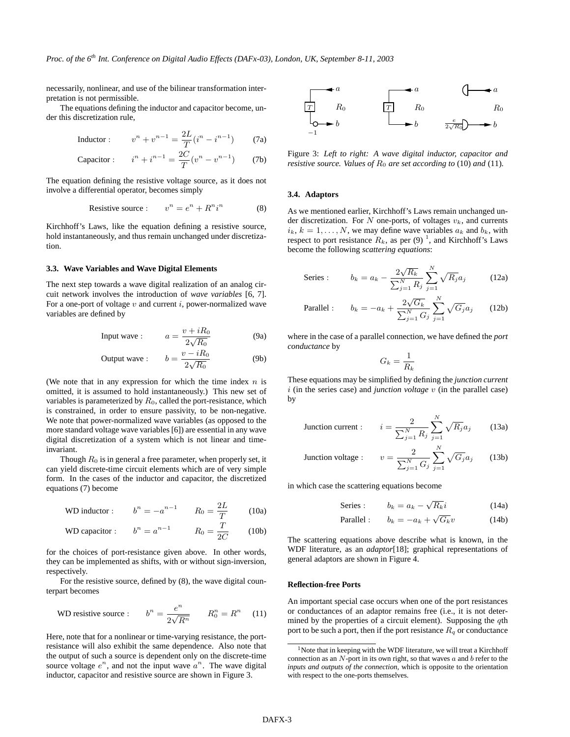necessarily, nonlinear, and use of the bilinear transformation interpretation is not permissible.

The equations defining the inductor and capacitor become, under this discretization rule,

$$\text{Inductor}: \qquad v^n + v^{n-1} = \frac{2L}{T}(i^n - i^{n-1}) \tag{7a}$$

$$\text{Capacitor}: \qquad i^n + i^{n-1} = \frac{2C}{T}(v^n - v^{n-1}) \tag{7b}$$

The equation defining the resistive voltage source, as it does not involve a differential operator, becomes simply

$$\text{Resistive source}: \qquad v^n = e^n + R^n i^n \tag{8}$$

Kirchhoff's Laws, like the equation defining a resistive source, hold instantaneously, and thus remain unchanged under discretization.

### 3.3. Wave Variables and Wave Digital Elements

The next step towards a wave digital realization of an analog circuit network involves the introduction of *wave variables* [6, 7]. For a one-port of voltage $v$ and current $i$, power-normalized wave variables are defined by

$$\text{Input wave}: \qquad a = \frac{v + iR_0}{2\sqrt{R_0}} \tag{9a}$$

$$\text{Output wave}: \qquad b = \frac{v - iR_0}{2\sqrt{R_0}} \tag{9b}$$

(We note that in any expression for which the time index $n$ is omitted, it is assumed to hold instantaneously.) This new set of variables is parameterized by $R_0$, called the port-resistance, which is constrained, in order to ensure passivity, to be non-negative. We note that power-normalized wave variables (as opposed to the more standard voltage wave variables [6]) are essential in any wave digital discretization of a system which is not linear and time-invariant.

Though $R_0$ is in general a free parameter, when properly set, it can yield discrete-time circuit elements which are of very simple form. In the cases of the inductor and capacitor, the discretized equations (7) become

$$\text{WD inductor}: \qquad b^n = -a^{n-1} \qquad R_0 = \frac{2L}{T} \tag{10a}$$

$$\text{WD capacitor}: \qquad b^n = a^{n-1} \qquad R_0 = \frac{T}{2C} \tag{10b}$$

for the choices of port-resistance given above. In other words, they can be implemented as shifts, with or without sign-inversion, respectively.

For the resistive source, defined by (8), the wave digital counterpart becomes

$$\text{WD resistive source}: \qquad b^n = \frac{e^n}{2\sqrt{R^n}} \qquad R_0^n = R^n \tag{11}$$

Here, note that for a nonlinear or time-varying resistance, the port-resistance will also exhibit the same dependence. Also note that the output of such a source is dependent only on the discrete-time source voltage $e^n$, and not the input wave $a^n$. The wave digital inductor, capacitor and resistive source are shown in Figure 3.

$T$ $a$ $R_0$ $b$ $-1$ &nbsp;&nbsp; $T$ $a$ $R_0$ $b$ &nbsp;&nbsp; $a$ $R_0$ $\frac{e}{2\sqrt{R_0}}$ $b$

Figure 3: *Left to right: A wave digital inductor, capacitor and resistive source. Values of $R_0$ are set according to* (10) *and* (11).

### 3.4. Adaptors

As we mentioned earlier, Kirchhoff's Laws remain unchanged under discretization. For $N$ one-ports, of voltages $v_k$, and currents $i_k$, $k = 1, \ldots, N$, we may define wave variables $a_k$ and $b_k$, with respect to port resistance $R_k$, as per (9) [1], and Kirchhoff's Laws become the following *scattering equations*:

$$\text{Series}: \qquad b_k = a_k - \frac{2\sqrt{R_k}}{\sum_{j=1}^{N} R_j} \sum_{j=1}^{N} \sqrt{R_j} a_j \tag{12a}$$

$$\text{Parallel}: \qquad b_k = -a_k + \frac{2\sqrt{G_k}}{\sum_{j=1}^{N} G_j} \sum_{j=1}^{N} \sqrt{G_j} a_j \tag{12b}$$

where in the case of a parallel connection, we have defined the *port conductance* by

$$G_k = \frac{1}{R_k}$$

These equations may be simplified by defining the *junction current* $i$ (in the series case) and *junction voltage* $v$ (in the parallel case) by

$$\text{Junction current}: \qquad i = \frac{2}{\sum_{j=1}^{N} R_j} \sum_{j=1}^{N} \sqrt{R_j} a_j \tag{13a}$$

$$\text{Junction voltage}: \qquad v = \frac{2}{\sum_{j=1}^{N} G_j} \sum_{j=1}^{N} \sqrt{G_j} a_j \tag{13b}$$

in which case the scattering equations become

$$\text{Series}: \qquad b_k = a_k - \sqrt{R_k} i \tag{14a}$$

$$\text{Parallel}: \qquad b_k = -a_k + \sqrt{G_k} v \tag{14b}$$

The scattering equations above describe what is known, in the WDF literature, as an *adaptor*[18]; graphical representations of general adaptors are shown in Figure 4.

#### Reflection-free Ports

An important special case occurs when one of the port resistances or conductances of an adaptor remains free (i.e., it is not determined by the properties of a circuit element). Supposing the $q$th port to be such a port, then if the port resistance $R_q$ or conductance

[1] Note that in keeping with the WDF literature, we will treat a Kirchhoff connection as an $N$-port in its own right, so that waves $a$ and $b$ refer to the *inputs and outputs of the connection*, which is opposite to the orientation with respect to the one-ports themselves.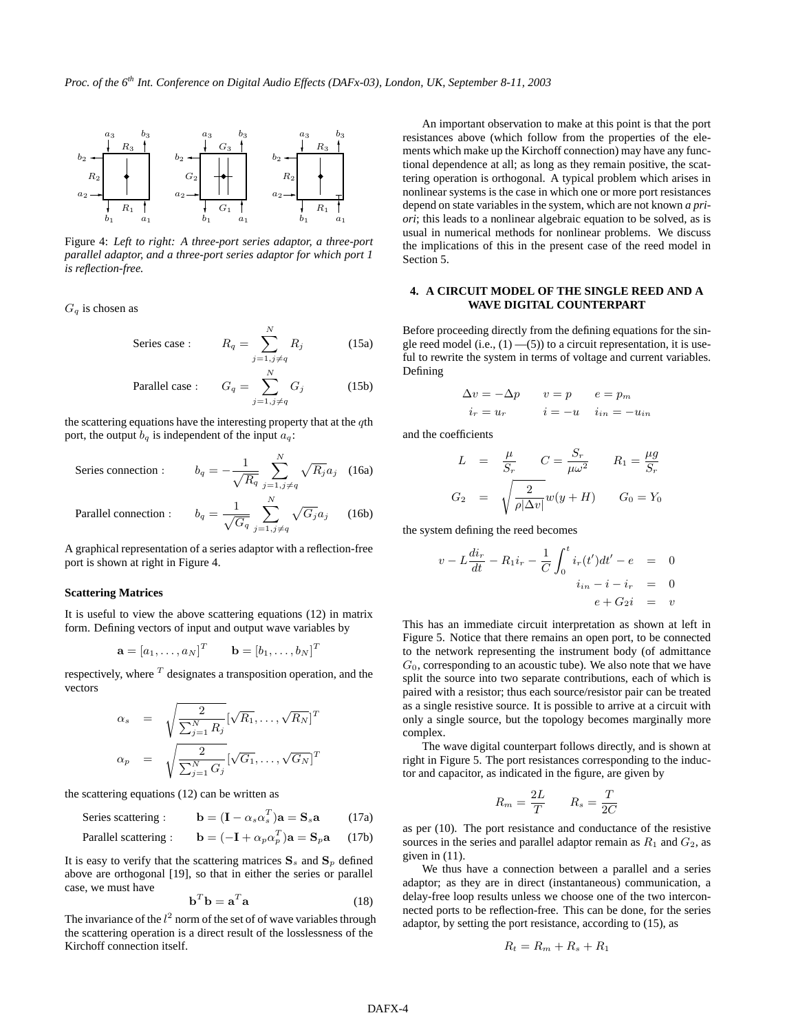$a_3$ $b_3$ $R_3$ $b_2$ $R_2$ $a_2$ $R_1$ $b_1$ $a_1$

$a_3$ $b_3$ $G_3$ $b_2$ $G_2$ $a_2$ $G_1$ $b_1$ $a_1$

$a_3$ $b_3$ $R_3$ $b_2$ $R_2$ $a_2$ $R_1$ $b_1$ $a_1$

Figure 4: *Left to right: A three-port series adaptor, a three-port parallel adaptor, and a three-port series adaptor for which port 1 is reflection-free.*

$G_q$ is chosen as

$$\text{Series case}: \qquad R_q = \sum_{j=1, j\neq q}^{N} R_j \tag{15a}$$

$$\text{Parallel case}: \qquad G_q = \sum_{j=1, j\neq q}^{N} G_j \tag{15b}$$

the scattering equations have the interesting property that at the $q$th port, the output $b_q$ is independent of the input $a_q$:

$$\text{Series connection}: \qquad b_q = -\frac{1}{\sqrt{R_q}} \sum_{j=1, j\neq q}^{N} \sqrt{R_j} a_j \tag{16a}$$

$$\text{Parallel connection}: \qquad b_q = \frac{1}{\sqrt{G_q}} \sum_{j=1, j\neq q}^{N} \sqrt{G_j} a_j \tag{16b}$$

A graphical representation of a series adaptor with a reflection-free port is shown at right in Figure 4.

**Scattering Matrices**

It is useful to view the above scattering equations (12) in matrix form. Defining vectors of input and output wave variables by

$$\mathbf{a} = [a_1, \ldots, a_N]^T \qquad \mathbf{b} = [b_1, \ldots, b_N]^T$$

respectively, where $^T$ designates a transposition operation, and the vectors

$$\begin{aligned}
\alpha_s &= \sqrt{\frac{2}{\sum_{j=1}^{N} R_j}} [\sqrt{R_1}, \ldots, \sqrt{R_N}]^T \\
\alpha_p &= \sqrt{\frac{2}{\sum_{j=1}^{N} G_j}} [\sqrt{G_1}, \ldots, \sqrt{G_N}]^T
\end{aligned}$$

the scattering equations (12) can be written as

$$\text{Series scattering}: \qquad \mathbf{b} = (\mathbf{I} - \alpha_s \alpha_s^T)\mathbf{a} = \mathbf{S}_s \mathbf{a} \tag{17a}$$

$$\text{Parallel scattering}: \qquad \mathbf{b} = (-\mathbf{I} + \alpha_p \alpha_p^T)\mathbf{a} = \mathbf{S}_p \mathbf{a} \tag{17b}$$

It is easy to verify that the scattering matrices $\mathbf{S}_s$ and $\mathbf{S}_p$ defined above are orthogonal [19], so that in either the series or parallel case, we must have

$$\mathbf{b}^T \mathbf{b} = \mathbf{a}^T \mathbf{a} \tag{18}$$

The invariance of the $l^2$ norm of the set of of wave variables through the scattering operation is a direct result of the losslessness of the Kirchoff connection itself.

An important observation to make at this point is that the port resistances above (which follow from the properties of the elements which make up the Kirchoff connection) may have any functional dependence at all; as long as they remain positive, the scattering operation is orthogonal. A typical problem which arises in nonlinear systems is the case in which one or more port resistances depend on state variables in the system, which are not known *a priori*; this leads to a nonlinear algebraic equation to be solved, as is usual in numerical methods for nonlinear problems. We discuss the implications of this in the present case of the reed model in Section 5.

## 4. A CIRCUIT MODEL OF THE SINGLE REED AND A WAVE DIGITAL COUNTERPART

Before proceeding directly from the defining equations for the single reed model (i.e., (1) —(5)) to a circuit representation, it is useful to rewrite the system in terms of voltage and current variables. Defining

$$\begin{aligned}
\Delta v = -\Delta p \qquad & v = p \qquad e = p_m \\
i_r = u_r \qquad & i = -u \qquad i_{in} = -u_{in}
\end{aligned}$$

and the coefficients

$$\begin{aligned}
L &= \frac{\mu}{S_r} \qquad C = \frac{S_r}{\mu\omega^2} \qquad R_1 = \frac{\mu g}{S_r} \\
G_2 &= \sqrt{\frac{2}{\rho|\Delta v|}} w(y + H) \qquad G_0 = Y_0
\end{aligned}$$

the system defining the reed becomes

$$\begin{aligned}
v - L\frac{di_r}{dt} - R_1 i_r - \frac{1}{C}\int_0^t i_r(t')dt' - e &= 0 \\
i_{in} - i - i_r &= 0 \\
e + G_2 i &= v
\end{aligned}$$

This has an immediate circuit interpretation as shown at left in Figure 5. Notice that there remains an open port, to be connected to the network representing the instrument body (of admittance $G_0$, corresponding to an acoustic tube). We also note that we have split the source into two separate contributions, each of which is paired with a resistor; thus each source/resistor pair can be treated as a single resistive source. It is possible to arrive at a circuit with only a single source, but the topology becomes marginally more complex.

The wave digital counterpart follows directly, and is shown at right in Figure 5. The port resistances corresponding to the inductor and capacitor, as indicated in the figure, are given by

$$R_m = \frac{2L}{T} \qquad R_s = \frac{T}{2C}$$

as per (10). The port resistance and conductance of the resistive sources in the series and parallel adaptor remain as $R_1$ and $G_2$, as given in (11).

We thus have a connection between a parallel and a series adaptor; as they are in direct (instantaneous) communication, a delay-free loop results unless we choose one of the two interconnected ports to be reflection-free. This can be done, for the series adaptor, by setting the port resistance, according to (15), as

$$R_t = R_m + R_s + R_1$$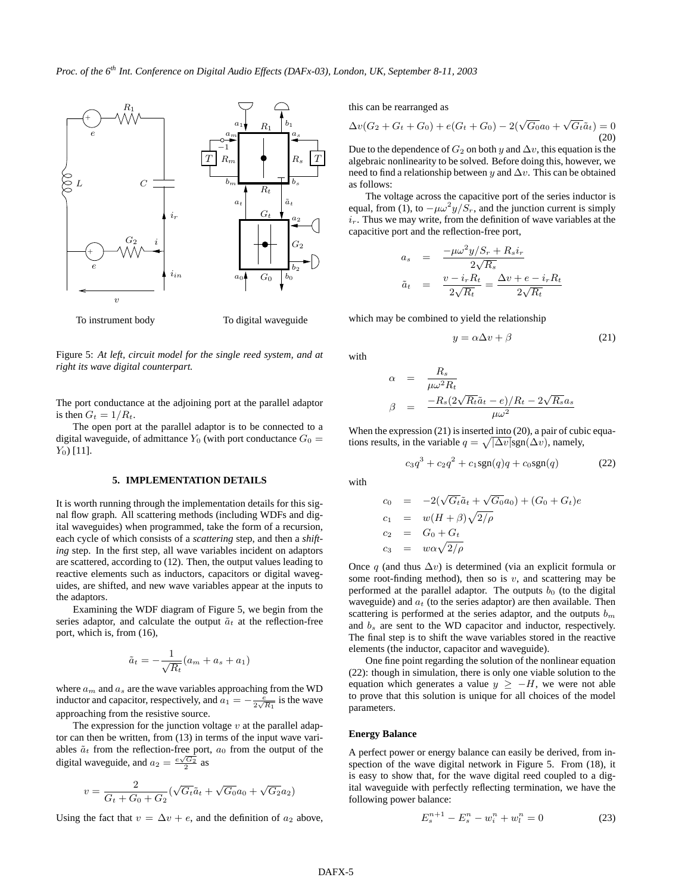To instrument body

To digital waveguide

Figure 5: *At left, circuit model for the single reed system, and at right its wave digital counterpart.*

The port conductance at the adjoining port at the parallel adaptor is then $G_t = 1/R_t$.

The open port at the parallel adaptor is to be connected to a digital waveguide, of admittance $Y_0$ (with port conductance $G_0 = Y_0$) [11].

### 5. IMPLEMENTATION DETAILS

It is worth running through the implementation details for this signal flow graph. All scattering methods (including WDFs and digital waveguides) when programmed, take the form of a recursion, each cycle of which consists of a *scattering* step, and then a *shifting* step. In the first step, all wave variables incident on adaptors are scattered, according to (12). Then, the output values leading to reactive elements such as inductors, capacitors or digital waveguides, are shifted, and new wave variables appear at the inputs to the adaptors.

Examining the WDF diagram of Figure 5, we begin from the series adaptor, and calculate the output $\tilde{a}_t$ at the reflection-free port, which is, from (16),

$$\tilde{a}_t = -\frac{1}{\sqrt{R_t}}(a_m + a_s + a_1)$$

where $a_m$ and $a_s$ are the wave variables approaching from the WD inductor and capacitor, respectively, and $a_1 = -\frac{e}{2\sqrt{R_1}}$ is the wave approaching from the resistive source.

The expression for the junction voltage $v$ at the parallel adaptor can then be written, from (13) in terms of the input wave variables $\tilde{a}_t$ from the reflection-free port, $a_0$ from the output of the digital waveguide, and $a_2 = \frac{e\sqrt{G_2}}{2}$ as

$$v = \frac{2}{G_t + G_0 + G_2}(\sqrt{G_t}\tilde{a}_t + \sqrt{G_0}a_0 + \sqrt{G_2}a_2)$$

Using the fact that $v = \Delta v + e$, and the definition of $a_2$ above, this can be rearranged as

$$\Delta v(G_2 + G_t + G_0) + e(G_t + G_0) - 2(\sqrt{G_0}a_0 + \sqrt{G_t}\tilde{a}_t) = 0 \tag{20}$$

Due to the dependence of $G_2$ on both $y$ and $\Delta v$, this equation is the algebraic nonlinearity to be solved. Before doing this, however, we need to find a relationship between $y$ and $\Delta v$. This can be obtained as follows:

The voltage across the capacitive port of the series inductor is equal, from (1), to $-\mu\omega^2 y/S_r$, and the junction current is simply $i_r$. Thus we may write, from the definition of wave variables at the capacitive port and the reflection-free port,

$$
\begin{aligned}
a_s &= \frac{-\mu\omega^2 y/S_r + R_s i_r}{2\sqrt{R_s}} \\
\tilde{a}_t &= \frac{v - i_r R_t}{2\sqrt{R_t}} = \frac{\Delta v + e - i_r R_t}{2\sqrt{R_t}}
\end{aligned}
$$

which may be combined to yield the relationship

$$y = \alpha\Delta v + \beta \tag{21}$$

with

$$
\begin{aligned}
\alpha &= \frac{R_s}{\mu\omega^2 R_t} \\
\beta &= \frac{-R_s(2\sqrt{R_t}\tilde{a}_t - e)/R_t - 2\sqrt{R_s}a_s}{\mu\omega^2}
\end{aligned}
$$

When the expression (21) is inserted into (20), a pair of cubic equations results, in the variable $q = \sqrt{|\Delta v|}\mathrm{sgn}(\Delta v)$, namely,

$$c_3 q^3 + c_2 q^2 + c_1 \mathrm{sgn}(q) q + c_0 \mathrm{sgn}(q) \tag{22}$$

with

$$
\begin{aligned}
c_0 &= -2(\sqrt{G_t}\tilde{a}_t + \sqrt{G_0}a_0) + (G_0 + G_t)e \\
c_1 &= w(H + \beta)\sqrt{2/\rho} \\
c_2 &= G_0 + G_t \\
c_3 &= w\alpha\sqrt{2/\rho}
\end{aligned}
$$

Once $q$ (and thus $\Delta v$) is determined (via an explicit formula or some root-finding method), then so is $v$, and scattering may be performed at the parallel adaptor. The outputs $b_0$ (to the digital waveguide) and $a_t$ (to the series adaptor) are then available. Then scattering is performed at the series adaptor, and the outputs $b_m$ and $b_s$ are sent to the WD capacitor and inductor, respectively. The final step is to shift the wave variables stored in the reactive elements (the inductor, capacitor and waveguide).

One fine point regarding the solution of the nonlinear equation (22): though in simulation, there is only one viable solution to the equation which generates a value $y \geq -H$, we were not able to prove that this solution is unique for all choices of the model parameters.

#### Energy Balance

A perfect power or energy balance can easily be derived, from inspection of the wave digital network in Figure 5. From (18), it is easy to show that, for the wave digital reed coupled to a digital waveguide with perfectly reflecting termination, we have the following power balance:

$$E_s^{n+1} - E_s^n - w_i^n + w_l^n = 0 \tag{23}$$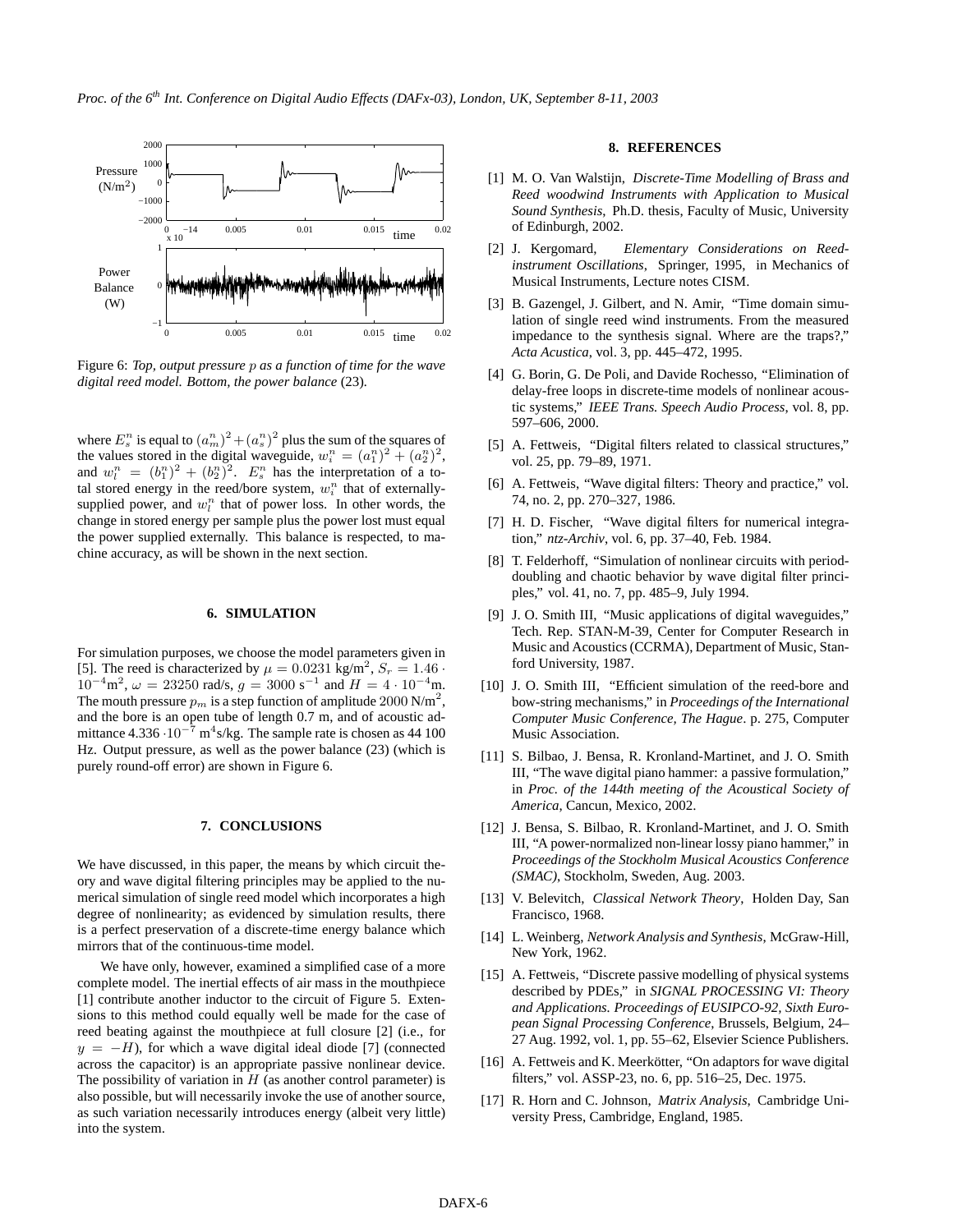Pressure
(N/m$^2$)

2000
1000
0
−1000
−2000

0
x 10$^{-14}$
0.005
0.01
0.015
time
0.02

1

Power
Balance
(W)

0

−1

0
0.005
0.01
0.015
time
0.02

Figure 6: *Top, output pressure $p$ as a function of time for the wave digital reed model. Bottom, the power balance* (23)*.*

where $E_s^n$ is equal to $(a_m^n)^2 + (a_s^n)^2$ plus the sum of the squares of the values stored in the digital waveguide, $w_i^n = (a_1^n)^2 + (a_2^n)^2$, and $w_l^n = (b_1^n)^2 + (b_2^n)^2$. $E_s^n$ has the interpretation of a total stored energy in the reed/bore system, $w_i^n$ that of externally-supplied power, and $w_l^n$ that of power loss. In other words, the change in stored energy per sample plus the power lost must equal the power supplied externally. This balance is respected, to machine accuracy, as will be shown in the next section.

## 6. SIMULATION

For simulation purposes, we choose the model parameters given in [5]. The reed is characterized by $\mu = 0.0231$ kg/m$^2$, $S_r = 1.46 \cdot 10^{-4}$m$^2$, $\omega = 23250$ rad/s, $g = 3000$ s$^{-1}$ and $H = 4 \cdot 10^{-4}$m. The mouth pressure $p_m$ is a step function of amplitude 2000 N/m$^2$, and the bore is an open tube of length 0.7 m, and of acoustic admittance 4.336 $\cdot 10^{-7}$ m$^4$s/kg. The sample rate is chosen as 44 100 Hz. Output pressure, as well as the power balance (23) (which is purely round-off error) are shown in Figure 6.

## 7. CONCLUSIONS

We have discussed, in this paper, the means by which circuit theory and wave digital filtering principles may be applied to the numerical simulation of single reed model which incorporates a high degree of nonlinearity; as evidenced by simulation results, there is a perfect preservation of a discrete-time energy balance which mirrors that of the continuous-time model.

We have only, however, examined a simplified case of a more complete model. The inertial effects of air mass in the mouthpiece [1] contribute another inductor to the circuit of Figure 5. Extensions to this method could equally well be made for the case of reed beating against the mouthpiece at full closure [2] (i.e., for $y = -H$), for which a wave digital ideal diode [7] (connected across the capacitor) is an appropriate passive nonlinear device. The possibility of variation in $H$ (as another control parameter) is also possible, but will necessarily invoke the use of another source, as such variation necessarily introduces energy (albeit very little) into the system.

## 8. REFERENCES

[1] M. O. Van Walstijn, *Discrete-Time Modelling of Brass and Reed woodwind Instruments with Application to Musical Sound Synthesis*, Ph.D. thesis, Faculty of Music, University of Edinburgh, 2002.

[2] J. Kergomard, *Elementary Considerations on Reed-instrument Oscillations*, Springer, 1995, in Mechanics of Musical Instruments, Lecture notes CISM.

[3] B. Gazengel, J. Gilbert, and N. Amir, "Time domain simulation of single reed wind instruments. From the measured impedance to the synthesis signal. Where are the traps?," *Acta Acustica*, vol. 3, pp. 445–472, 1995.

[4] G. Borin, G. De Poli, and Davide Rochesso, "Elimination of delay-free loops in discrete-time models of nonlinear acoustic systems," *IEEE Trans. Speech Audio Process*, vol. 8, pp. 597–606, 2000.

[5] A. Fettweis, "Digital filters related to classical structures," vol. 25, pp. 79–89, 1971.

[6] A. Fettweis, "Wave digital filters: Theory and practice," vol. 74, no. 2, pp. 270–327, 1986.

[7] H. D. Fischer, "Wave digital filters for numerical integration," *ntz-Archiv*, vol. 6, pp. 37–40, Feb. 1984.

[8] T. Felderhoff, "Simulation of nonlinear circuits with period-doubling and chaotic behavior by wave digital filter principles," vol. 41, no. 7, pp. 485–9, July 1994.

[9] J. O. Smith III, "Music applications of digital waveguides," Tech. Rep. STAN-M-39, Center for Computer Research in Music and Acoustics (CCRMA), Department of Music, Stanford University, 1987.

[10] J. O. Smith III, "Efficient simulation of the reed-bore and bow-string mechanisms," in *Proceedings of the International Computer Music Conference, The Hague*. p. 275, Computer Music Association.

[11] S. Bilbao, J. Bensa, R. Kronland-Martinet, and J. O. Smith III, "The wave digital piano hammer: a passive formulation," in *Proc. of the 144th meeting of the Acoustical Society of America*, Cancun, Mexico, 2002.

[12] J. Bensa, S. Bilbao, R. Kronland-Martinet, and J. O. Smith III, "A power-normalized non-linear lossy piano hammer," in *Proceedings of the Stockholm Musical Acoustics Conference (SMAC)*, Stockholm, Sweden, Aug. 2003.

[13] V. Belevitch, *Classical Network Theory*, Holden Day, San Francisco, 1968.

[14] L. Weinberg, *Network Analysis and Synthesis*, McGraw-Hill, New York, 1962.

[15] A. Fettweis, "Discrete passive modelling of physical systems described by PDEs," in *SIGNAL PROCESSING VI: Theory and Applications. Proceedings of EUSIPCO-92, Sixth European Signal Processing Conference*, Brussels, Belgium, 24–27 Aug. 1992, vol. 1, pp. 55–62, Elsevier Science Publishers.

[16] A. Fettweis and K. Meerkötter, "On adaptors for wave digital filters," vol. ASSP-23, no. 6, pp. 516–25, Dec. 1975.

[17] R. Horn and C. Johnson, *Matrix Analysis*, Cambridge University Press, Cambridge, England, 1985.